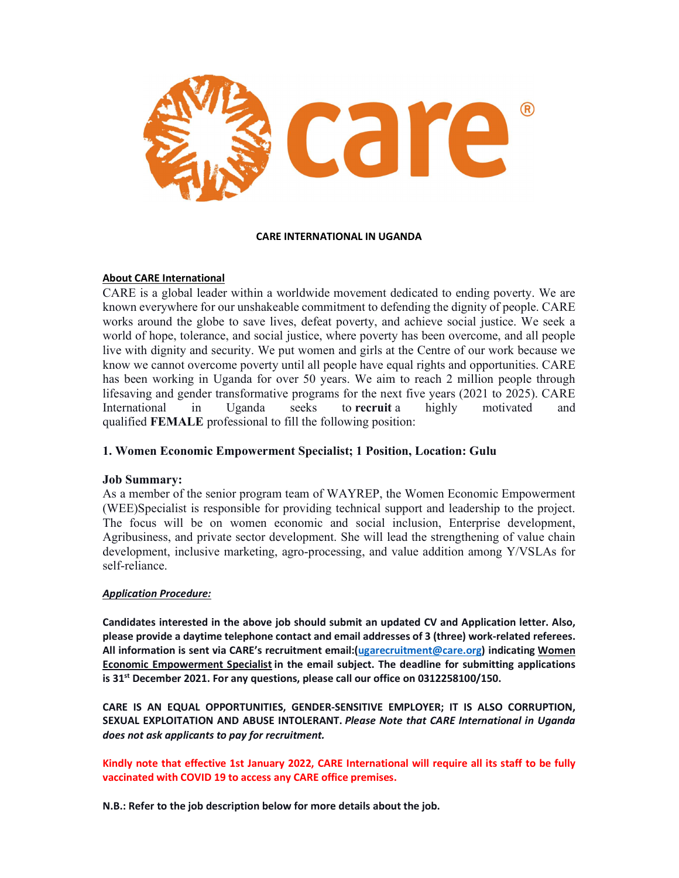**CARE INTERNATIONAL IN UGANDA**

**About CARE International**

CARE is a global leader within a worldwide movement dedicated to ending poverty. We are known everywhere for our unshakeable commitment to defending the dignity of people. CARE works around the globe to save lives, defeat poverty, and achieve social justice. We seek a world of hope, tolerance, and social justice, where poverty has been overcome, and all people live with dignity and security. We put women and girls at the Centre of our work because we know we cannot overcome poverty until all people have equal rights and opportunities. CARE has been working in Uganda for over 50 years. We aim to reach 2 million people through lifesaving and gender transformative programs for the next five years (2021 to 2025). CARE International in Uganda seeks to **recruit** a highly motivated and qualified **FEMALE** professional to fill the following position:

### 1. Women Economic Empowerment Specialist; 1 Position, Location: Gulu

### Job Summary:

As a member of the senior program team of WAYREP, the Women Economic Empowerment (WEE)Specialist is responsible for providing technical support and leadership to the project. The focus will be on women economic and social inclusion, Enterprise development, Agribusiness, and private sector development. She will lead the strengthening of value chain development, inclusive marketing, agro-processing, and value addition among Y/VSLAs for self-reliance.

***Application Procedure:***

**Candidates interested in the above job should submit an updated CV and Application letter. Also, please provide a daytime telephone contact and email addresses of 3 (three) work-related referees. All information is sent via CARE's recruitment email:(ugarecruitment@care.org) indicating Women Economic Empowerment Specialist in the email subject. The deadline for submitting applications is 31st December 2021. For any questions, please call our office on 0312258100/150.**

**CARE IS AN EQUAL OPPORTUNITIES, GENDER-SENSITIVE EMPLOYER; IT IS ALSO CORRUPTION, SEXUAL EXPLOITATION AND ABUSE INTOLERANT.** ***Please Note that CARE International in Uganda does not ask applicants to pay for recruitment.***

**Kindly note that effective 1st January 2022, CARE International will require all its staff to be fully vaccinated with COVID 19 to access any CARE office premises.**

**N.B.: Refer to the job description below for more details about the job.**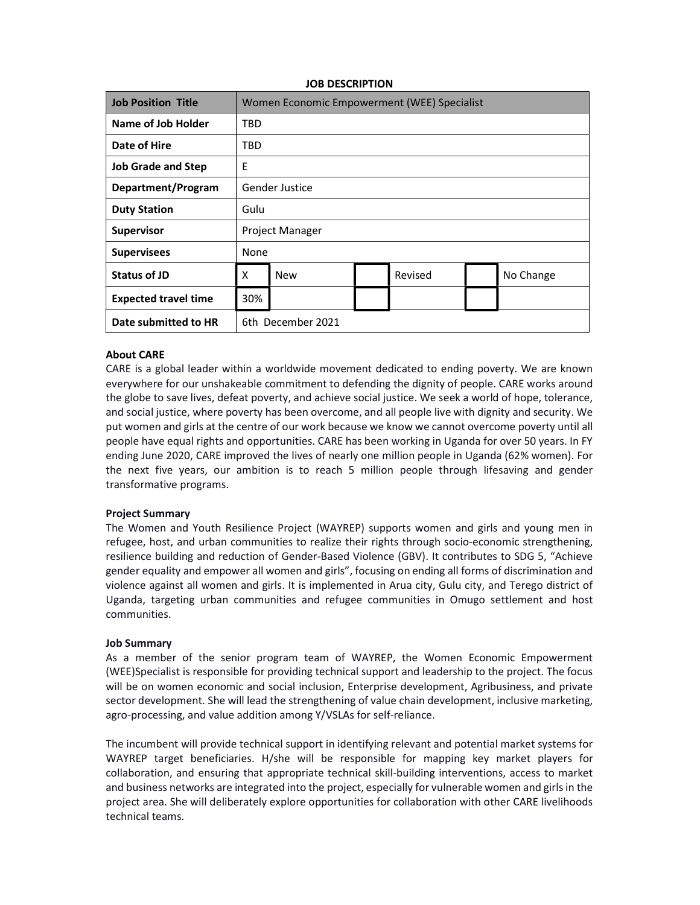**JOB DESCRIPTION**

| Job Position Title | Women Economic Empowerment (WEE) Specialist | | | | | |
|---|---|---|---|---|---|---|
| **Name of Job Holder** | TBD | | | | | |
| **Date of Hire** | TBD | | | | | |
| **Job Grade and Step** | E | | | | | |
| **Department/Program** | Gender Justice | | | | | |
| **Duty Station** | Gulu | | | | | |
| **Supervisor** | Project Manager | | | | | |
| **Supervisees** | None | | | | | |
| **Status of JD** | X | New | | Revised | | No Change |
| **Expected travel time** | 30% | | | | | |
| **Date submitted to HR** | 6th December 2021 | | | | | |

**About CARE**

CARE is a global leader within a worldwide movement dedicated to ending poverty. We are known everywhere for our unshakeable commitment to defending the dignity of people. CARE works around the globe to save lives, defeat poverty, and achieve social justice. We seek a world of hope, tolerance, and social justice, where poverty has been overcome, and all people live with dignity and security. We put women and girls at the centre of our work because we know we cannot overcome poverty until all people have equal rights and opportunities. CARE has been working in Uganda for over 50 years. In FY ending June 2020, CARE improved the lives of nearly one million people in Uganda (62% women). For the next five years, our ambition is to reach 5 million people through lifesaving and gender transformative programs.

**Project Summary**

The Women and Youth Resilience Project (WAYREP) supports women and girls and young men in refugee, host, and urban communities to realize their rights through socio-economic strengthening, resilience building and reduction of Gender-Based Violence (GBV). It contributes to SDG 5, "Achieve gender equality and empower all women and girls", focusing on ending all forms of discrimination and violence against all women and girls. It is implemented in Arua city, Gulu city, and Terego district of Uganda, targeting urban communities and refugee communities in Omugo settlement and host communities.

**Job Summary**

As a member of the senior program team of WAYREP, the Women Economic Empowerment (WEE)Specialist is responsible for providing technical support and leadership to the project. The focus will be on women economic and social inclusion, Enterprise development, Agribusiness, and private sector development. She will lead the strengthening of value chain development, inclusive marketing, agro-processing, and value addition among Y/VSLAs for self-reliance.

The incumbent will provide technical support in identifying relevant and potential market systems for WAYREP target beneficiaries. H/she will be responsible for mapping key market players for collaboration, and ensuring that appropriate technical skill-building interventions, access to market and business networks are integrated into the project, especially for vulnerable women and girls in the project area. She will deliberately explore opportunities for collaboration with other CARE livelihoods technical teams.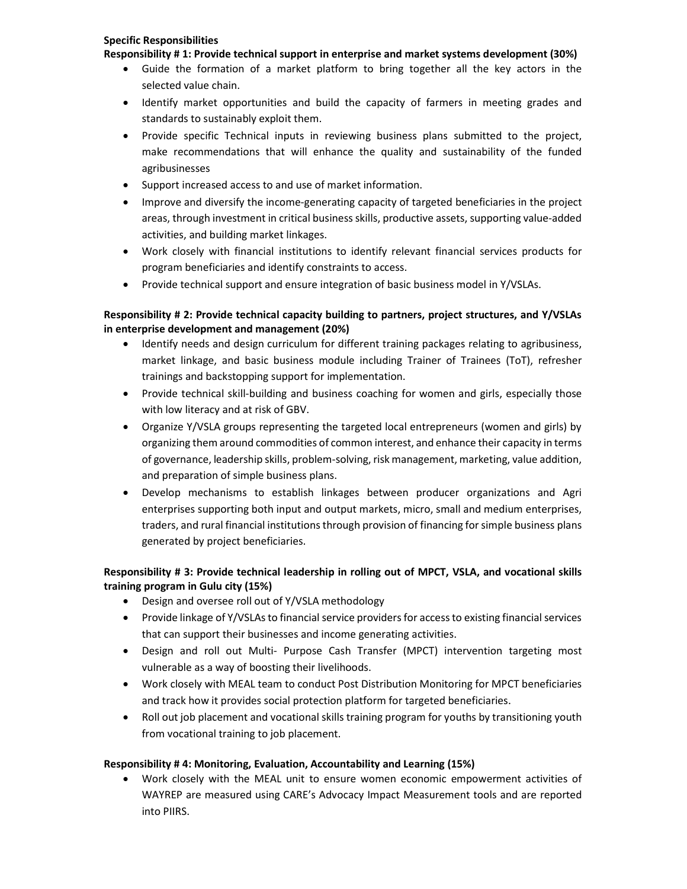**Specific Responsibilities**

**Responsibility # 1: Provide technical support in enterprise and market systems development (30%)**

- Guide the formation of a market platform to bring together all the key actors in the selected value chain.
- Identify market opportunities and build the capacity of farmers in meeting grades and standards to sustainably exploit them.
- Provide specific Technical inputs in reviewing business plans submitted to the project, make recommendations that will enhance the quality and sustainability of the funded agribusinesses
- Support increased access to and use of market information.
- Improve and diversify the income-generating capacity of targeted beneficiaries in the project areas, through investment in critical business skills, productive assets, supporting value-added activities, and building market linkages.
- Work closely with financial institutions to identify relevant financial services products for program beneficiaries and identify constraints to access.
- Provide technical support and ensure integration of basic business model in Y/VSLAs.

**Responsibility # 2: Provide technical capacity building to partners, project structures, and Y/VSLAs in enterprise development and management (20%)**

- Identify needs and design curriculum for different training packages relating to agribusiness, market linkage, and basic business module including Trainer of Trainees (ToT), refresher trainings and backstopping support for implementation.
- Provide technical skill-building and business coaching for women and girls, especially those with low literacy and at risk of GBV.
- Organize Y/VSLA groups representing the targeted local entrepreneurs (women and girls) by organizing them around commodities of common interest, and enhance their capacity in terms of governance, leadership skills, problem-solving, risk management, marketing, value addition, and preparation of simple business plans.
- Develop mechanisms to establish linkages between producer organizations and Agri enterprises supporting both input and output markets, micro, small and medium enterprises, traders, and rural financial institutions through provision of financing for simple business plans generated by project beneficiaries.

**Responsibility # 3: Provide technical leadership in rolling out of MPCT, VSLA, and vocational skills training program in Gulu city (15%)**

- Design and oversee roll out of Y/VSLA methodology
- Provide linkage of Y/VSLAs to financial service providers for access to existing financial services that can support their businesses and income generating activities.
- Design and roll out Multi- Purpose Cash Transfer (MPCT) intervention targeting most vulnerable as a way of boosting their livelihoods.
- Work closely with MEAL team to conduct Post Distribution Monitoring for MPCT beneficiaries and track how it provides social protection platform for targeted beneficiaries.
- Roll out job placement and vocational skills training program for youths by transitioning youth from vocational training to job placement.

**Responsibility # 4: Monitoring, Evaluation, Accountability and Learning (15%)**

- Work closely with the MEAL unit to ensure women economic empowerment activities of WAYREP are measured using CARE's Advocacy Impact Measurement tools and are reported into PIIRS.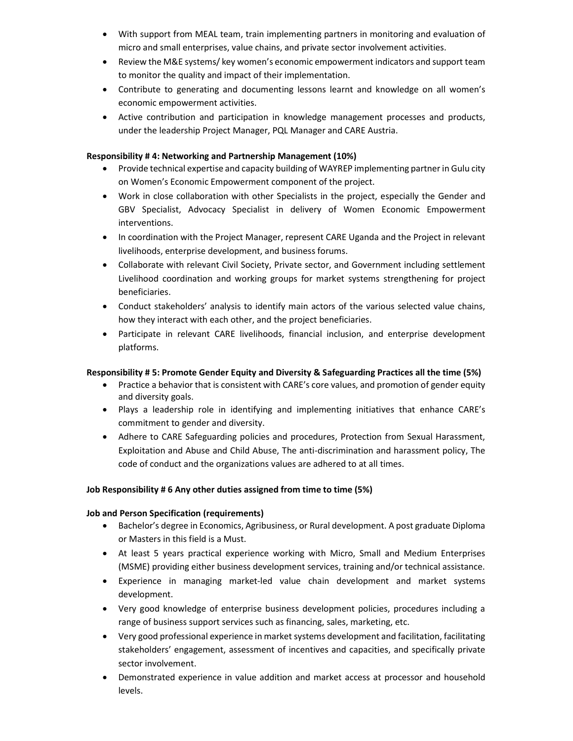- With support from MEAL team, train implementing partners in monitoring and evaluation of micro and small enterprises, value chains, and private sector involvement activities.
- Review the M&E systems/ key women's economic empowerment indicators and support team to monitor the quality and impact of their implementation.
- Contribute to generating and documenting lessons learnt and knowledge on all women's economic empowerment activities.
- Active contribution and participation in knowledge management processes and products, under the leadership Project Manager, PQL Manager and CARE Austria.

**Responsibility # 4: Networking and Partnership Management (10%)**

- Provide technical expertise and capacity building of WAYREP implementing partner in Gulu city on Women's Economic Empowerment component of the project.
- Work in close collaboration with other Specialists in the project, especially the Gender and GBV Specialist, Advocacy Specialist in delivery of Women Economic Empowerment interventions.
- In coordination with the Project Manager, represent CARE Uganda and the Project in relevant livelihoods, enterprise development, and business forums.
- Collaborate with relevant Civil Society, Private sector, and Government including settlement Livelihood coordination and working groups for market systems strengthening for project beneficiaries.
- Conduct stakeholders' analysis to identify main actors of the various selected value chains, how they interact with each other, and the project beneficiaries.
- Participate in relevant CARE livelihoods, financial inclusion, and enterprise development platforms.

**Responsibility # 5: Promote Gender Equity and Diversity & Safeguarding Practices all the time (5%)**

- Practice a behavior that is consistent with CARE's core values, and promotion of gender equity and diversity goals.
- Plays a leadership role in identifying and implementing initiatives that enhance CARE's commitment to gender and diversity.
- Adhere to CARE Safeguarding policies and procedures, Protection from Sexual Harassment, Exploitation and Abuse and Child Abuse, The anti-discrimination and harassment policy, The code of conduct and the organizations values are adhered to at all times.

**Job Responsibility # 6 Any other duties assigned from time to time (5%)**

**Job and Person Specification (requirements)**

- Bachelor's degree in Economics, Agribusiness, or Rural development. A post graduate Diploma or Masters in this field is a Must.
- At least 5 years practical experience working with Micro, Small and Medium Enterprises (MSME) providing either business development services, training and/or technical assistance.
- Experience in managing market-led value chain development and market systems development.
- Very good knowledge of enterprise business development policies, procedures including a range of business support services such as financing, sales, marketing, etc.
- Very good professional experience in market systems development and facilitation, facilitating stakeholders' engagement, assessment of incentives and capacities, and specifically private sector involvement.
- Demonstrated experience in value addition and market access at processor and household levels.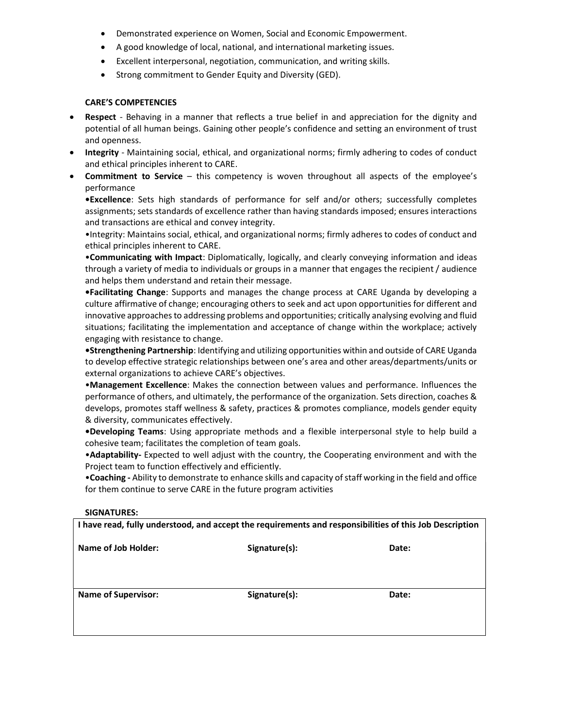- Demonstrated experience on Women, Social and Economic Empowerment.
- A good knowledge of local, national, and international marketing issues.
- Excellent interpersonal, negotiation, communication, and writing skills.
- Strong commitment to Gender Equity and Diversity (GED).

**CARE'S COMPETENCIES**

- **Respect** - Behaving in a manner that reflects a true belief in and appreciation for the dignity and potential of all human beings. Gaining other people's confidence and setting an environment of trust and openness.
- **Integrity** - Maintaining social, ethical, and organizational norms; firmly adhering to codes of conduct and ethical principles inherent to CARE.
- **Commitment to Service** – this competency is woven throughout all aspects of the employee's performance

  •**Excellence**: Sets high standards of performance for self and/or others; successfully completes assignments; sets standards of excellence rather than having standards imposed; ensures interactions and transactions are ethical and convey integrity.

  •Integrity: Maintains social, ethical, and organizational norms; firmly adheres to codes of conduct and ethical principles inherent to CARE.

  •**Communicating with Impact**: Diplomatically, logically, and clearly conveying information and ideas through a variety of media to individuals or groups in a manner that engages the recipient / audience and helps them understand and retain their message.

  •**Facilitating Change**: Supports and manages the change process at CARE Uganda by developing a culture affirmative of change; encouraging others to seek and act upon opportunities for different and innovative approaches to addressing problems and opportunities; critically analysing evolving and fluid situations; facilitating the implementation and acceptance of change within the workplace; actively engaging with resistance to change.

  •**Strengthening Partnership**: Identifying and utilizing opportunities within and outside of CARE Uganda to develop effective strategic relationships between one's area and other areas/departments/units or external organizations to achieve CARE's objectives.

  •**Management Excellence**: Makes the connection between values and performance. Influences the performance of others, and ultimately, the performance of the organization. Sets direction, coaches & develops, promotes staff wellness & safety, practices & promotes compliance, models gender equity & diversity, communicates effectively.

  •**Developing Teams**: Using appropriate methods and a flexible interpersonal style to help build a cohesive team; facilitates the completion of team goals.

  •**Adaptability-** Expected to well adjust with the country, the Cooperating environment and with the Project team to function effectively and efficiently.

  •**Coaching -** Ability to demonstrate to enhance skills and capacity of staff working in the field and office for them continue to serve CARE in the future program activities

**SIGNATURES:**

| **I have read, fully understood, and accept the requirements and responsibilities of this Job Description** | | |
|---|---|---|
| **Name of Job Holder:** | **Signature(s):** | **Date:** |
| **Name of Supervisor:** | **Signature(s):** | **Date:** |